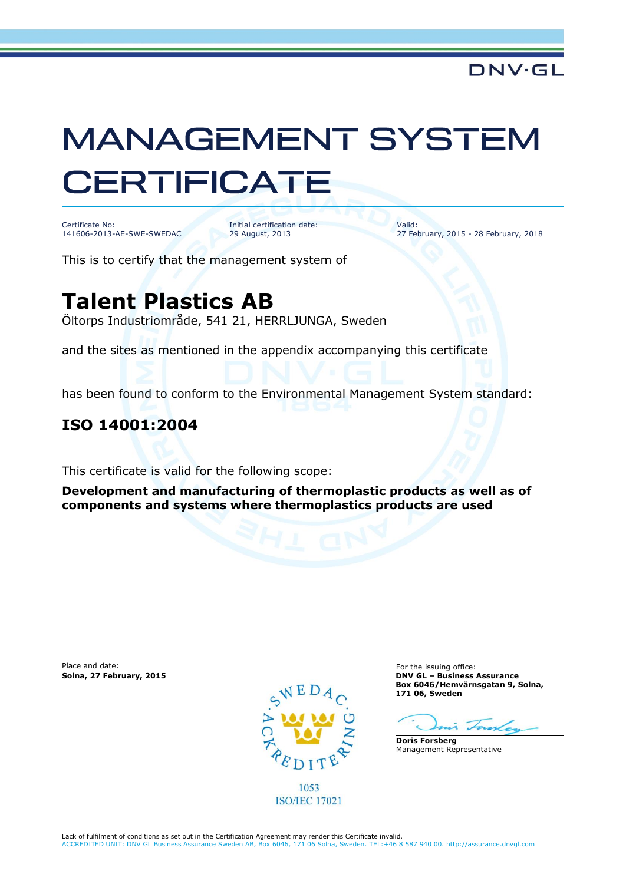DNV·GL

# MANAGEMENT SYSTEM CERTIFICATE

Certificate No:
141606-2013-AE-SWE-SWEDAC

Initial certification date:
29 August, 2013

Valid:
27 February, 2015 - 28 February, 2018

This is to certify that the management system of

## Talent Plastics AB

Öltorps Industriområde, 541 21, HERRLJUNGA, Sweden

and the sites as mentioned in the appendix accompanying this certificate

has been found to conform to the Environmental Management System standard:

### ISO 14001:2004

This certificate is valid for the following scope:

**Development and manufacturing of thermoplastic products as well as of components and systems where thermoplastics products are used**

Place and date:
**Solna, 27 February, 2015**

SWEDAC ACKREDITERING
1053
ISO/IEC 17021

For the issuing office:
**DNV GL – Business Assurance**
**Box 6046/Hemvärnsgatan 9, Solna, 171 06, Sweden**

**Doris Forsberg**
Management Representative

Lack of fulfilment of conditions as set out in the Certification Agreement may render this Certificate invalid.
ACCREDITED UNIT: DNV GL Business Assurance Sweden AB, Box 6046, 171 06 Solna, Sweden. TEL:+46 8 587 940 00. http://assurance.dnvgl.com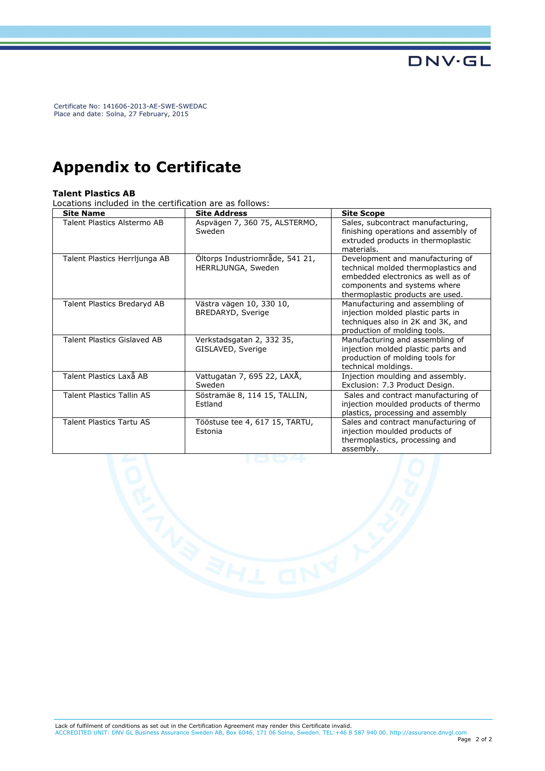Certificate No: 141606-2013-AE-SWE-SWEDAC
Place and date: Solna, 27 February, 2015

# Appendix to Certificate

**Talent Plastics AB**

Locations included in the certification are as follows:

| Site Name | Site Address | Site Scope |
|---|---|---|
| Talent Plastics Alstermo AB | Aspvägen 7, 360 75, ALSTERMO, Sweden | Sales, subcontract manufacturing, finishing operations and assembly of extruded products in thermoplastic materials. |
| Talent Plastics Herrljunga AB | Öltorps Industriområde, 541 21, HERRLJUNGA, Sweden | Development and manufacturing of technical molded thermoplastics and embedded electronics as well as of components and systems where thermoplastic products are used. |
| Talent Plastics Bredaryd AB | Västra vägen 10, 330 10, BREDARYD, Sverige | Manufacturing and assembling of injection molded plastic parts in techniques also in 2K and 3K, and production of molding tools. |
| Talent Plastics Gislaved AB | Verkstadsgatan 2, 332 35, GISLAVED, Sverige | Manufacturing and assembling of injection molded plastic parts and production of molding tools for technical moldings. |
| Talent Plastics Laxå AB | Vattugatan 7, 695 22, LAXÅ, Sweden | Injection moulding and assembly. Exclusion: 7.3 Product Design. |
| Talent Plastics Tallin AS | Söstramäe 8, 114 15, TALLIN, Estland | Sales and contract manufacturing of injection moulded products of thermo plastics, processing and assembly |
| Talent Plastics Tartu AS | Tööstuse tee 4, 617 15, TARTU, Estonia | Sales and contract manufacturing of injection moulded products of thermoplastics, processing and assembly. |

Lack of fulfilment of conditions as set out in the Certification Agreement may render this Certificate invalid.
ACCREDITED UNIT: DNV GL Business Assurance Sweden AB, Box 6046, 171 06 Solna, Sweden. TEL:+46 8 587 940 00. http://assurance.dnvgl.com